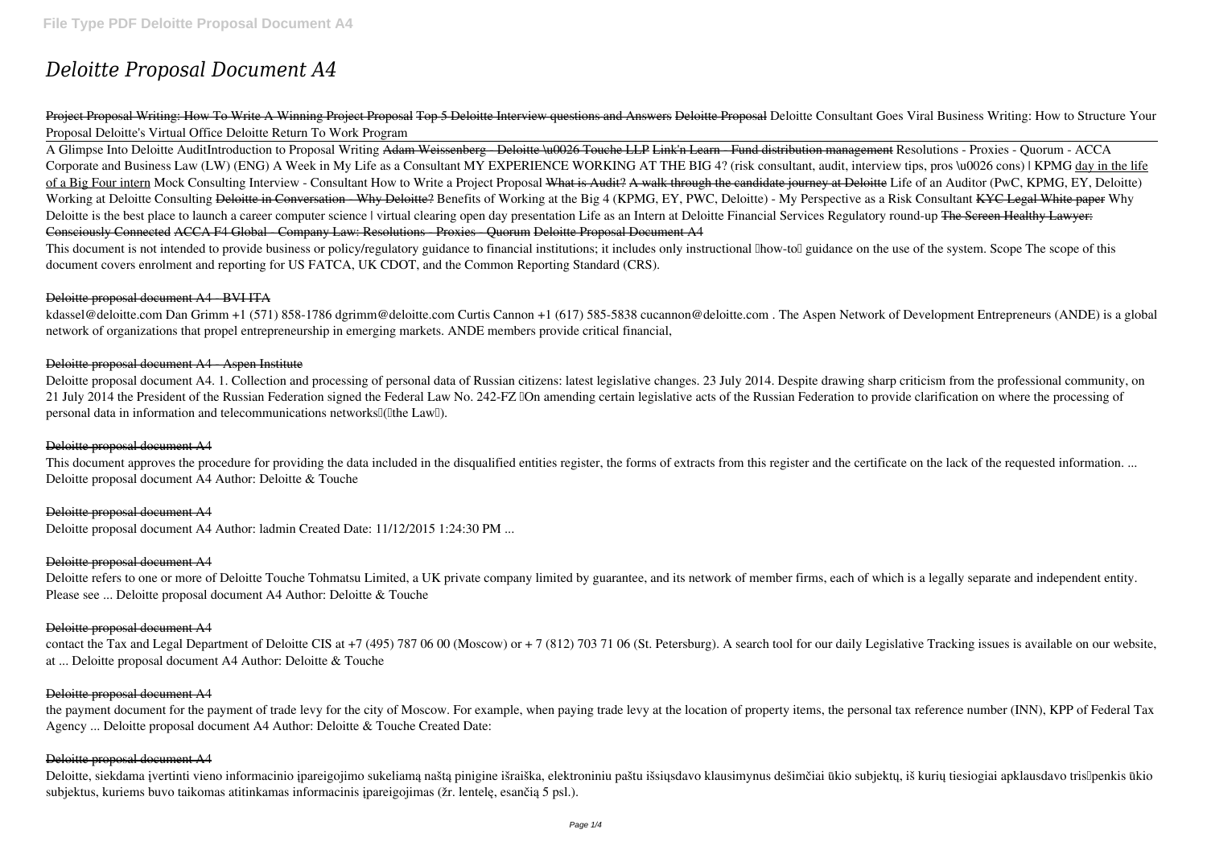# *Deloitte Proposal Document A4*

~~Project Proposal Writing: How To Write A Winning Project Proposal~~ ~~Top 5 Deloitte Interview questions and Answers~~ ~~Deloitte Proposal~~ *Deloitte Consultant Goes Viral* *Business Writing: How to Structure Your Proposal* *Deloitte's Virtual Office* *Deloitte Return To Work Program*

A Glimpse Into Deloitte Audit*Introduction to Proposal Writing* ~~Adam Weissenberg - Deloitte \u0026 Touche LLP~~ ~~Link'n Learn - Fund distribution management~~ *Resolutions - Proxies - Quorum - ACCA Corporate and Business Law (LW) (ENG)* *A Week in My Life as a Consultant* *MY EXPERIENCE WORKING AT THE BIG 4? (risk consultant, audit, interview tips, pros \u0026 cons) | KPMG* day in the life of a Big Four intern *Mock Consulting Interview - Consultant* *How to Write a Project Proposal* ~~What is Audit?~~ ~~A walk through the candidate journey at Deloitte~~ *Life of an Auditor (PwC, KPMG, EY, Deloitte)* *Working at Deloitte Consulting* ~~Deloitte in Conversation - Why Deloitte?~~ *Benefits of Working at the Big 4 (KPMG, EY, PWC, Deloitte) - My Perspective as a Risk Consultant* ~~KYC Legal White paper~~ *Why Deloitte is the best place to launch a career* *computer science | virtual clearing open day presentation* *Life as an Intern at Deloitte* *Financial Services Regulatory round-up* ~~The Screen Healthy Lawyer: Consciously Connected~~ ~~ACCA F4 Global - Company Law: Resolutions - Proxies - Quorum~~ ~~Deloitte Proposal Document A4~~

This document is not intended to provide business or policy/regulatory guidance to financial institutions; it includes only instructional "how-to" guidance on the use of the system. Scope The scope of this document covers enrolment and reporting for US FATCA, UK CDOT, and the Common Reporting Standard (CRS).

~~Deloitte proposal document A4 - BVI ITA~~

kdassel@deloitte.com Dan Grimm +1 (571) 858-1786 dgrimm@deloitte.com Curtis Cannon +1 (617) 585-5838 cucannon@deloitte.com . The Aspen Network of Development Entrepreneurs (ANDE) is a global network of organizations that propel entrepreneurship in emerging markets. ANDE members provide critical financial,

~~Deloitte proposal document A4 - Aspen Institute~~

Deloitte proposal document A4. 1. Collection and processing of personal data of Russian citizens: latest legislative changes. 23 July 2014. Despite drawing sharp criticism from the professional community, on 21 July 2014 the President of the Russian Federation signed the Federal Law No. 242-FZ "On amending certain legislative acts of the Russian Federation to provide clarification on where the processing of personal data in information and telecommunications networks" ("the Law").

~~Deloitte proposal document A4~~

This document approves the procedure for providing the data included in the disqualified entities register, the forms of extracts from this register and the certificate on the lack of the requested information. ... Deloitte proposal document A4 Author: Deloitte & Touche

~~Deloitte proposal document A4~~

Deloitte proposal document A4 Author: ladmin Created Date: 11/12/2015 1:24:30 PM ...

~~Deloitte proposal document A4~~

Deloitte refers to one or more of Deloitte Touche Tohmatsu Limited, a UK private company limited by guarantee, and its network of member firms, each of which is a legally separate and independent entity. Please see ... Deloitte proposal document A4 Author: Deloitte & Touche

~~Deloitte proposal document A4~~

contact the Tax and Legal Department of Deloitte CIS at +7 (495) 787 06 00 (Moscow) or + 7 (812) 703 71 06 (St. Petersburg). A search tool for our daily Legislative Tracking issues is available on our website, at ... Deloitte proposal document A4 Author: Deloitte & Touche

~~Deloitte proposal document A4~~

the payment document for the payment of trade levy for the city of Moscow. For example, when paying trade levy at the location of property items, the personal tax reference number (INN), KPP of Federal Tax Agency ... Deloitte proposal document A4 Author: Deloitte & Touche Created Date:

~~Deloitte proposal document A4~~

Deloitte, siekdama įvertinti vieno informacinio įpareigojimo sukeliamą naštą piniginė išraiška, elektroniniu paštu išsiųsdavo klausimynus dešimčiai ūkio subjektų, iš kurių tiesiogiai apklausdavo tris–penkis ūkio subjektus, kuriems buvo taikomas atitinkamas informacinis įpareigojimas (žr. lentelę, esančią 5 psl.).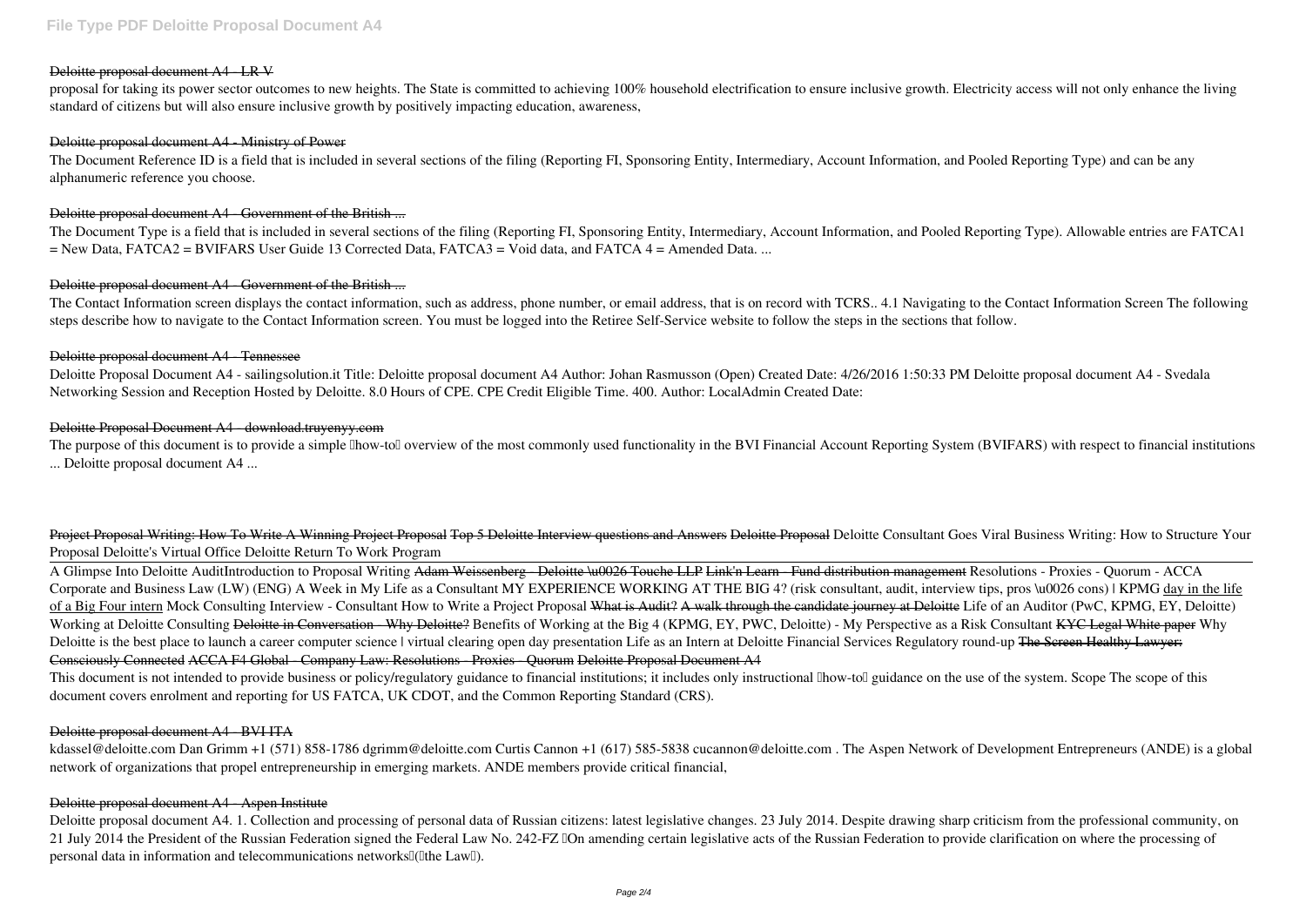#### Deloitte proposal document A4 - LR V

proposal for taking its power sector outcomes to new heights. The State is committed to achieving 100% household electrification to ensure inclusive growth. Electricity access will not only enhance the living standard of citizens but will also ensure inclusive growth by positively impacting education, awareness,

#### Deloitte proposal document A4 - Ministry of Power

The Document Reference ID is a field that is included in several sections of the filing (Reporting FI, Sponsoring Entity, Intermediary, Account Information, and Pooled Reporting Type) and can be any alphanumeric reference you choose.

#### Deloitte proposal document A4 - Government of the British ...

The Document Type is a field that is included in several sections of the filing (Reporting FI, Sponsoring Entity, Intermediary, Account Information, and Pooled Reporting Type). Allowable entries are FATCA1 = New Data, FATCA2 = BVIFARS User Guide 13 Corrected Data, FATCA3 = Void data, and FATCA 4 = Amended Data. ...

#### Deloitte proposal document A4 - Government of the British ...

The Contact Information screen displays the contact information, such as address, phone number, or email address, that is on record with TCRS.. 4.1 Navigating to the Contact Information Screen The following steps describe how to navigate to the Contact Information screen. You must be logged into the Retiree Self-Service website to follow the steps in the sections that follow.

#### Deloitte proposal document A4 - Tennessee

Deloitte Proposal Document A4 - sailingsolution.it Title: Deloitte proposal document A4 Author: Johan Rasmusson (Open) Created Date: 4/26/2016 1:50:33 PM Deloitte proposal document A4 - Svedala Networking Session and Reception Hosted by Deloitte. 8.0 Hours of CPE. CPE Credit Eligible Time. 400. Author: LocalAdmin Created Date:

#### Deloitte Proposal Document A4 - download.truyenyy.com

The purpose of this document is to provide a simple "how-to" overview of the most commonly used functionality in the BVI Financial Account Reporting System (BVIFARS) with respect to financial institutions ... Deloitte proposal document A4 ...

Project Proposal Writing: How To Write A Winning Project Proposal Top 5 Deloitte Interview questions and Answers Deloitte Proposal *Deloitte Consultant Goes Viral Business Writing: How to Structure Your Proposal Deloitte's Virtual Office Deloitte Return To Work Program*

A Glimpse Into Deloitte Audit*Introduction to Proposal Writing* Adam Weissenberg - Deloitte \u0026 Touche LLP Link'n Learn - Fund distribution management *Resolutions - Proxies - Quorum - ACCA Corporate and Business Law (LW) (ENG) A Week in My Life as a Consultant MY EXPERIENCE WORKING AT THE BIG 4? (risk consultant, audit, interview tips, pros \u0026 cons) | KPMG* day in the life of a Big Four intern *Mock Consulting Interview - Consultant How to Write a Project Proposal* What is Audit? A walk through the candidate journey at Deloitte *Life of an Auditor (PwC, KPMG, EY, Deloitte) Working at Deloitte Consulting* Deloitte in Conversation - Why Deloitte? *Benefits of Working at the Big 4 (KPMG, EY, PWC, Deloitte) - My Perspective as a Risk Consultant* KYC Legal White paper *Why Deloitte is the best place to launch a career computer science | virtual clearing open day presentation Life as an Intern at Deloitte Financial Services Regulatory round-up* The Screen Healthy Lawyer: Consciously Connected ACCA F4 Global - Company Law: Resolutions - Proxies - Quorum Deloitte Proposal Document A4

This document is not intended to provide business or policy/regulatory guidance to financial institutions; it includes only instructional "how-to" guidance on the use of the system. Scope The scope of this document covers enrolment and reporting for US FATCA, UK CDOT, and the Common Reporting Standard (CRS).

#### Deloitte proposal document A4 - BVI ITA

kdassel@deloitte.com Dan Grimm +1 (571) 858-1786 dgrimm@deloitte.com Curtis Cannon +1 (617) 585-5838 cucannon@deloitte.com . The Aspen Network of Development Entrepreneurs (ANDE) is a global network of organizations that propel entrepreneurship in emerging markets. ANDE members provide critical financial,

#### Deloitte proposal document A4 - Aspen Institute

Deloitte proposal document A4. 1. Collection and processing of personal data of Russian citizens: latest legislative changes. 23 July 2014. Despite drawing sharp criticism from the professional community, on 21 July 2014 the President of the Russian Federation signed the Federal Law No. 242-FZ "On amending certain legislative acts of the Russian Federation to provide clarification on where the processing of personal data in information and telecommunications networks" ("the Law").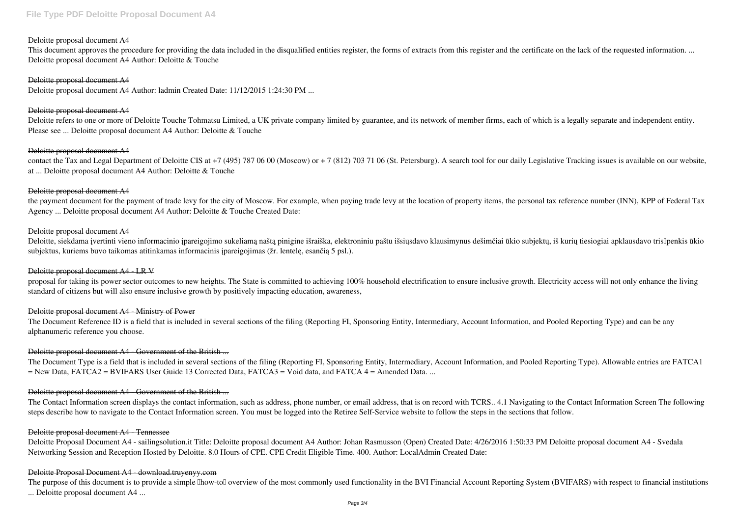#### Deloitte proposal document A4

This document approves the procedure for providing the data included in the disqualified entities register, the forms of extracts from this register and the certificate on the lack of the requested information. ... Deloitte proposal document A4 Author: Deloitte & Touche

#### Deloitte proposal document A4

Deloitte proposal document A4 Author: ladmin Created Date: 11/12/2015 1:24:30 PM ...

#### Deloitte proposal document A4

Deloitte refers to one or more of Deloitte Touche Tohmatsu Limited, a UK private company limited by guarantee, and its network of member firms, each of which is a legally separate and independent entity. Please see ... Deloitte proposal document A4 Author: Deloitte & Touche

#### Deloitte proposal document A4

contact the Tax and Legal Department of Deloitte CIS at +7 (495) 787 06 00 (Moscow) or + 7 (812) 703 71 06 (St. Petersburg). A search tool for our daily Legislative Tracking issues is available on our website, at ... Deloitte proposal document A4 Author: Deloitte & Touche

#### Deloitte proposal document A4

the payment document for the payment of trade levy for the city of Moscow. For example, when paying trade levy at the location of property items, the personal tax reference number (INN), KPP of Federal Tax Agency ... Deloitte proposal document A4 Author: Deloitte & Touche Created Date:

#### Deloitte proposal document A4

Deloitte, siekdama įvertinti vieno informacinio įpareigojimo sukeliamą naštą pinigine išraiška, elektroniniu paštu išsiųsdavo klausimynus dešimčiai ūkio subjektų, iš kurių tiesiogiai apklausdavo tris–penkis ūkio subjektus, kuriems buvo taikomas atitinkamas informacinis įpareigojimas (žr. lentelę, esančią 5 psl.).

#### Deloitte proposal document A4 - LR V

proposal for taking its power sector outcomes to new heights. The State is committed to achieving 100% household electrification to ensure inclusive growth. Electricity access will not only enhance the living standard of citizens but will also ensure inclusive growth by positively impacting education, awareness,

#### Deloitte proposal document A4 - Ministry of Power

The Document Reference ID is a field that is included in several sections of the filing (Reporting FI, Sponsoring Entity, Intermediary, Account Information, and Pooled Reporting Type) and can be any alphanumeric reference you choose.

#### Deloitte proposal document A4 - Government of the British ...

The Document Type is a field that is included in several sections of the filing (Reporting FI, Sponsoring Entity, Intermediary, Account Information, and Pooled Reporting Type). Allowable entries are FATCA1 = New Data, FATCA2 = BVIFARS User Guide 13 Corrected Data, FATCA3 = Void data, and FATCA 4 = Amended Data. ...

#### Deloitte proposal document A4 - Government of the British ...

The Contact Information screen displays the contact information, such as address, phone number, or email address, that is on record with TCRS.. 4.1 Navigating to the Contact Information Screen The following steps describe how to navigate to the Contact Information screen. You must be logged into the Retiree Self-Service website to follow the steps in the sections that follow.

#### Deloitte proposal document A4 - Tennessee

Deloitte Proposal Document A4 - sailingsolution.it Title: Deloitte proposal document A4 Author: Johan Rasmusson (Open) Created Date: 4/26/2016 1:50:33 PM Deloitte proposal document A4 - Svedala Networking Session and Reception Hosted by Deloitte. 8.0 Hours of CPE. CPE Credit Eligible Time. 400. Author: LocalAdmin Created Date:

#### Deloitte Proposal Document A4 - download.truyenyy.com

The purpose of this document is to provide a simple "how-to" overview of the most commonly used functionality in the BVI Financial Account Reporting System (BVIFARS) with respect to financial institutions ... Deloitte proposal document A4 ...